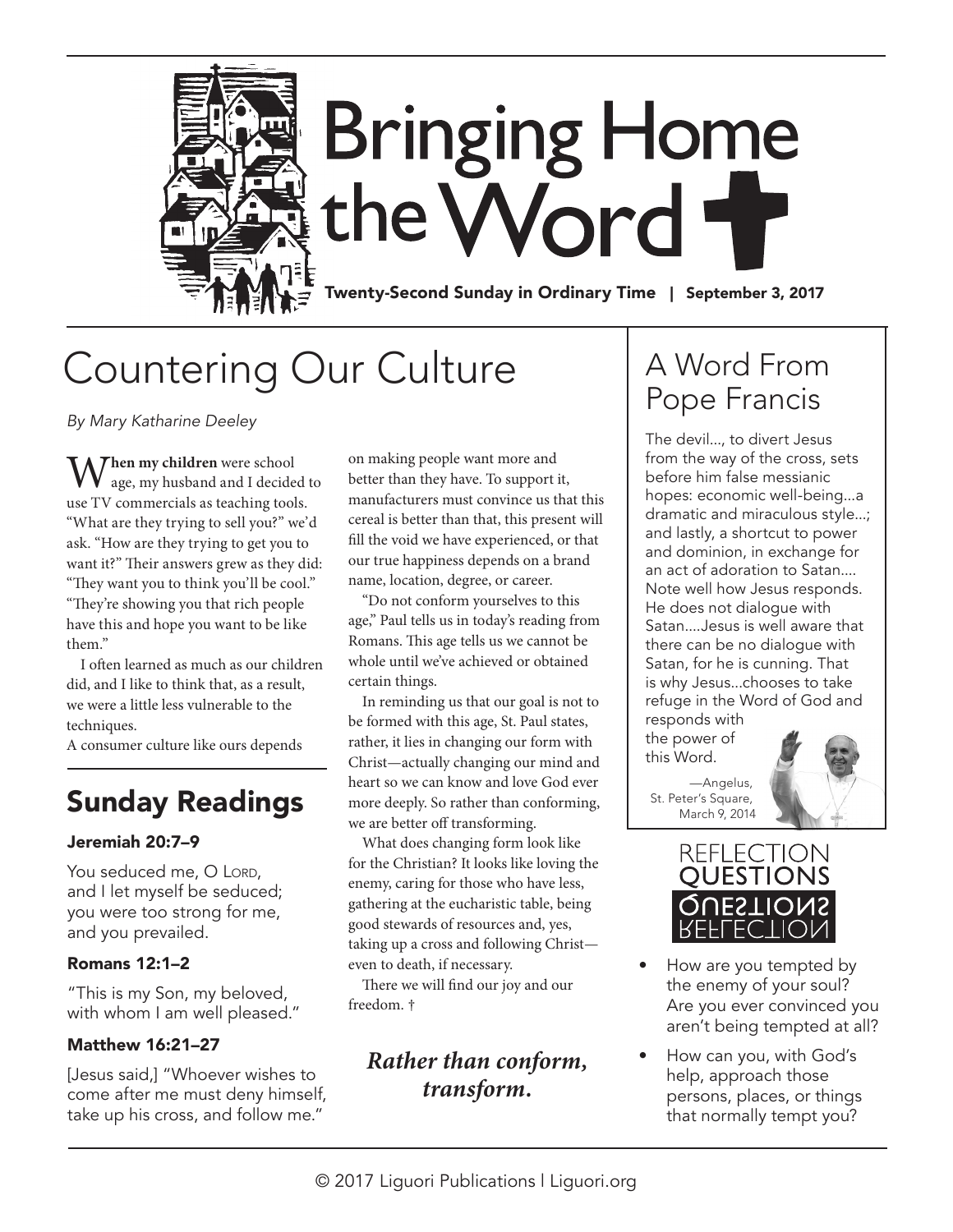# Bringing Home the Word

**Twenty-Second Sunday in Ordinary Time | September 3, 2017**

## Countering Our Culture

*By Mary Katharine Deeley*

**When my children** were school age, my husband and I decided to use TV commercials as teaching tools. "What are they trying to sell you?" we'd ask. "How are they trying to get you to want it?" Their answers grew as they did: "They want you to think you'll be cool." "They're showing you that rich people have this and hope you want to be like them."

I often learned as much as our children did, and I like to think that, as a result, we were a little less vulnerable to the techniques.

A consumer culture like ours depends on making people want more and better than they have. To support it, manufacturers must convince us that this cereal is better than that, this present will fill the void we have experienced, or that our true happiness depends on a brand name, location, degree, or career.

"Do not conform yourselves to this age," Paul tells us in today's reading from Romans. This age tells us we cannot be whole until we've achieved or obtained certain things.

In reminding us that our goal is not to be formed with this age, St. Paul states, rather, it lies in changing our form with Christ—actually changing our mind and heart so we can know and love God ever more deeply. So rather than conforming, we are better off transforming.

What does changing form look like for the Christian? It looks like loving the enemy, caring for those who have less, gathering at the eucharistic table, being good stewards of resources and, yes, taking up a cross and following Christ—even to death, if necessary.

There we will find our joy and our freedom. †

***Rather than conform, transform.***

## Sunday Readings

### Jeremiah 20:7–9

You seduced me, O Lord,
and I let myself be seduced;
you were too strong for me,
and you prevailed.

### Romans 12:1–2

"This is my Son, my beloved, with whom I am well pleased."

### Matthew 16:21–27

[Jesus said,] "Whoever wishes to come after me must deny himself, take up his cross, and follow me."

## A Word From Pope Francis

The devil..., to divert Jesus from the way of the cross, sets before him false messianic hopes: economic well-being...a dramatic and miraculous style...; and lastly, a shortcut to power and dominion, in exchange for an act of adoration to Satan.... Note well how Jesus responds. He does not dialogue with Satan....Jesus is well aware that there can be no dialogue with Satan, for he is cunning. That is why Jesus...chooses to take refuge in the Word of God and responds with the power of this Word.

—Angelus, St. Peter's Square, March 9, 2014

## Reflection Questions

- How are you tempted by the enemy of your soul? Are you ever convinced you aren't being tempted at all?
- How can you, with God's help, approach those persons, places, or things that normally tempt you?

© 2017 Liguori Publications | Liguori.org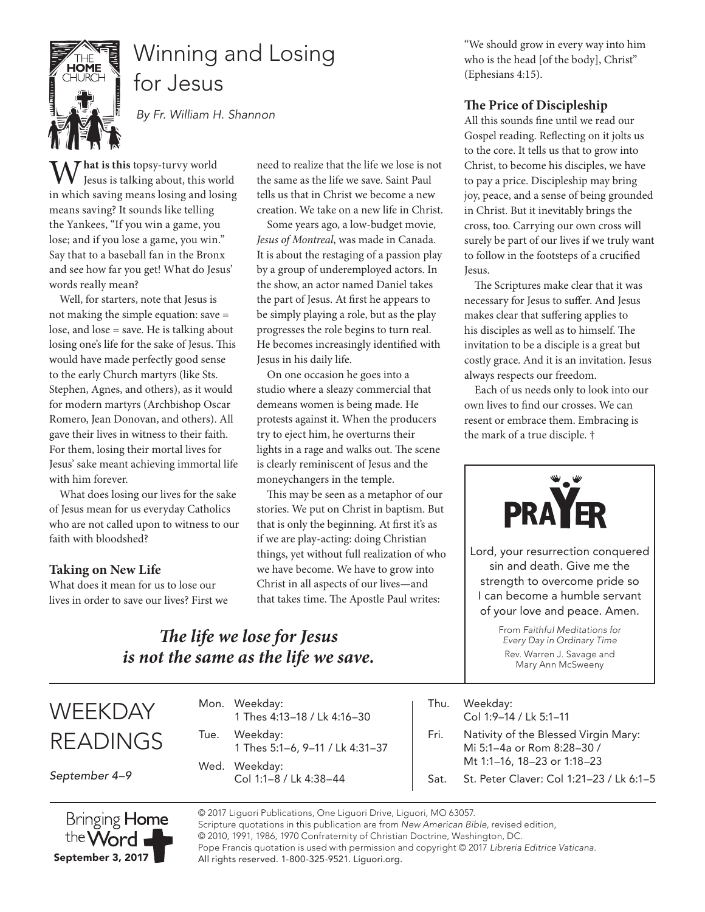# Winning and Losing for Jesus

*By Fr. William H. Shannon*

**What is this** topsy-turvy world Jesus is talking about, this world in which saving means losing and losing means saving? It sounds like telling the Yankees, "If you win a game, you lose; and if you lose a game, you win." Say that to a baseball fan in the Bronx and see how far you get! What do Jesus' words really mean?

Well, for starters, note that Jesus is not making the simple equation: save = lose, and lose = save. He is talking about losing one's life for the sake of Jesus. This would have made perfectly good sense to the early Church martyrs (like Sts. Stephen, Agnes, and others), as it would for modern martyrs (Archbishop Oscar Romero, Jean Donovan, and others). All gave their lives in witness to their faith. For them, losing their mortal lives for Jesus' sake meant achieving immortal life with him forever.

What does losing our lives for the sake of Jesus mean for us everyday Catholics who are not called upon to witness to our faith with bloodshed?

### Taking on New Life

What does it mean for us to lose our lives in order to save our lives? First we need to realize that the life we lose is not the same as the life we save. Saint Paul tells us that in Christ we become a new creation. We take on a new life in Christ.

Some years ago, a low-budget movie, *Jesus of Montreal*, was made in Canada. It is about the restaging of a passion play by a group of underemployed actors. In the show, an actor named Daniel takes the part of Jesus. At first he appears to be simply playing a role, but as the play progresses the role begins to turn real. He becomes increasingly identified with Jesus in his daily life.

On one occasion he goes into a studio where a sleazy commercial that demeans women is being made. He protests against it. When the producers try to eject him, he overturns their lights in a rage and walks out. The scene is clearly reminiscent of Jesus and the moneychangers in the temple.

This may be seen as a metaphor of our stories. We put on Christ in baptism. But that is only the beginning. At first it's as if we are play-acting: doing Christian things, yet without full realization of who we have become. We have to grow into Christ in all aspects of our lives—and that takes time. The Apostle Paul writes: "We should grow in every way into him who is the head [of the body], Christ" (Ephesians 4:15).

***The life we lose for Jesus is not the same as the life we save.***

### The Price of Discipleship

All this sounds fine until we read our Gospel reading. Reflecting on it jolts us to the core. It tells us that to grow into Christ, to become his disciples, we have to pay a price. Discipleship may bring joy, peace, and a sense of being grounded in Christ. But it inevitably brings the cross, too. Carrying our own cross will surely be part of our lives if we truly want to follow in the footsteps of a crucified Jesus.

The Scriptures make clear that it was necessary for Jesus to suffer. And Jesus makes clear that suffering applies to his disciples as well as to himself. The invitation to be a disciple is a great but costly grace. And it is an invitation. Jesus always respects our freedom.

Each of us needs only to look into our own lives to find our crosses. We can resent or embrace them. Embracing is the mark of a true disciple. †

## PRAYER

Lord, your resurrection conquered sin and death. Give me the strength to overcome pride so I can become a humble servant of your love and peace. Amen.

From *Faithful Meditations for Every Day in Ordinary Time*
Rev. Warren J. Savage and Mary Ann McSweeny

## WEEKDAY READINGS

*September 4–9*

| | |
|---|---|
| Mon. | Weekday: 1 Thes 4:13–18 / Lk 4:16–30 |
| Tue. | Weekday: 1 Thes 5:1–6, 9–11 / Lk 4:31–37 |
| Wed. | Weekday: Col 1:1–8 / Lk 4:38–44 |
| Thu. | Weekday: Col 1:9–14 / Lk 5:1–11 |
| Fri. | Nativity of the Blessed Virgin Mary: Mi 5:1–4a or Rom 8:28–30 / Mt 1:1–16, 18–23 or 1:18–23 |
| Sat. | St. Peter Claver: Col 1:21–23 / Lk 6:1–5 |

Bringing Home the Word
September 3, 2017

© 2017 Liguori Publications, One Liguori Drive, Liguori, MO 63057.
Scripture quotations in this publication are from *New American Bible*, revised edition, © 2010, 1991, 1986, 1970 Confraternity of Christian Doctrine, Washington, DC.
Pope Francis quotation is used with permission and copyright © 2017 *Libreria Editrice Vaticana*.
All rights reserved. 1-800-325-9521. Liguori.org.